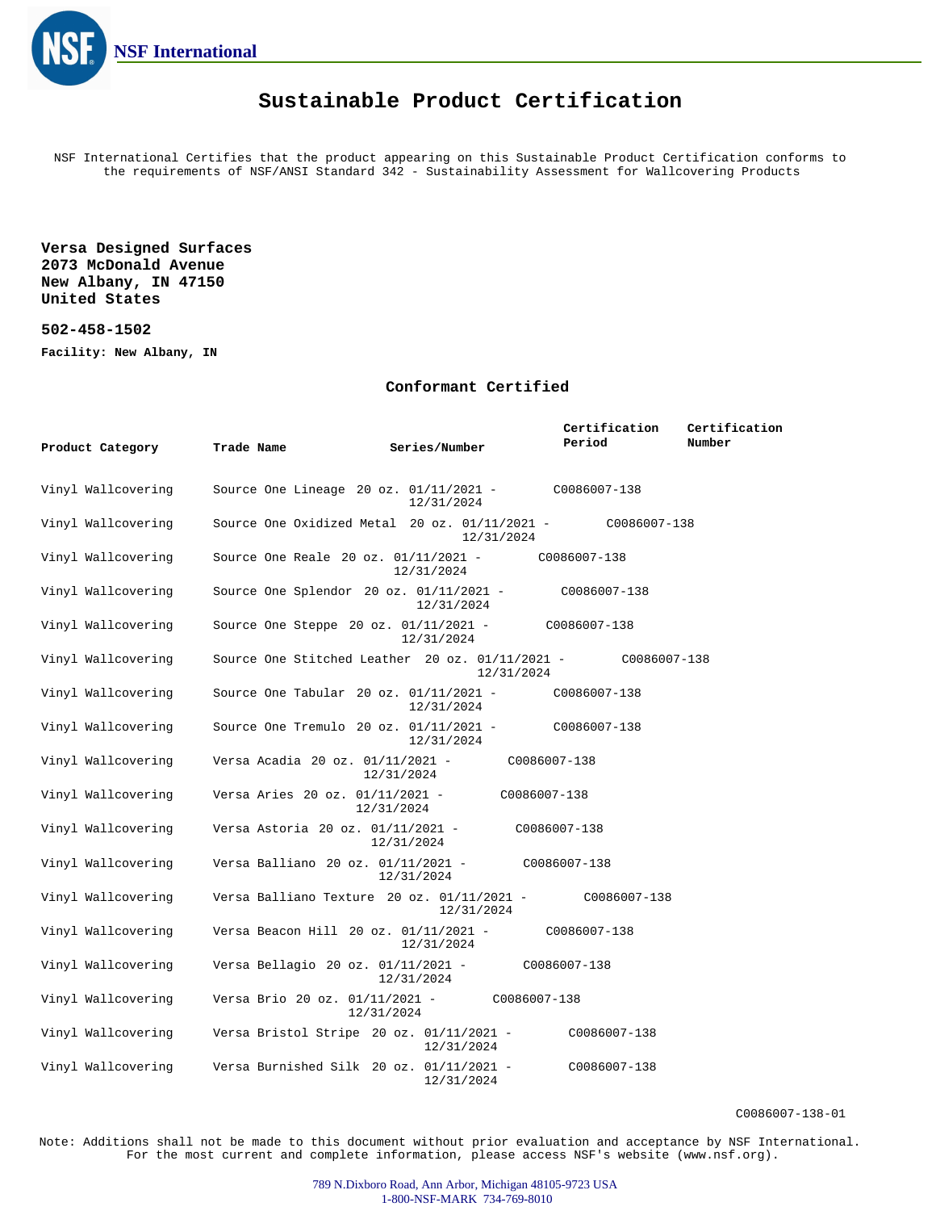NSF International

# Sustainable Product Certification

NSF International Certifies that the product appearing on this Sustainable Product Certification conforms to the requirements of NSF/ANSI Standard 342 - Sustainability Assessment for Wallcovering Products

**Versa Designed Surfaces**
**2073 McDonald Avenue**
**New Albany, IN 47150**
**United States**

**502-458-1502**

**Facility: New Albany, IN**

## Conformant Certified

| Product Category | Trade Name | Series/Number | Certification Period | Certification Number |
|---|---|---|---|---|
| Vinyl Wallcovering | Source One Lineage | 20 oz. | 01/11/2021 - 12/31/2024 | C0086007-138 |
| Vinyl Wallcovering | Source One Oxidized Metal | 20 oz. | 01/11/2021 - 12/31/2024 | C0086007-138 |
| Vinyl Wallcovering | Source One Reale | 20 oz. | 01/11/2021 - 12/31/2024 | C0086007-138 |
| Vinyl Wallcovering | Source One Splendor | 20 oz. | 01/11/2021 - 12/31/2024 | C0086007-138 |
| Vinyl Wallcovering | Source One Steppe | 20 oz. | 01/11/2021 - 12/31/2024 | C0086007-138 |
| Vinyl Wallcovering | Source One Stitched Leather | 20 oz. | 01/11/2021 - 12/31/2024 | C0086007-138 |
| Vinyl Wallcovering | Source One Tabular | 20 oz. | 01/11/2021 - 12/31/2024 | C0086007-138 |
| Vinyl Wallcovering | Source One Tremulo | 20 oz. | 01/11/2021 - 12/31/2024 | C0086007-138 |
| Vinyl Wallcovering | Versa Acadia | 20 oz. | 01/11/2021 - 12/31/2024 | C0086007-138 |
| Vinyl Wallcovering | Versa Aries | 20 oz. | 01/11/2021 - 12/31/2024 | C0086007-138 |
| Vinyl Wallcovering | Versa Astoria | 20 oz. | 01/11/2021 - 12/31/2024 | C0086007-138 |
| Vinyl Wallcovering | Versa Balliano | 20 oz. | 01/11/2021 - 12/31/2024 | C0086007-138 |
| Vinyl Wallcovering | Versa Balliano Texture | 20 oz. | 01/11/2021 - 12/31/2024 | C0086007-138 |
| Vinyl Wallcovering | Versa Beacon Hill | 20 oz. | 01/11/2021 - 12/31/2024 | C0086007-138 |
| Vinyl Wallcovering | Versa Bellagio | 20 oz. | 01/11/2021 - 12/31/2024 | C0086007-138 |
| Vinyl Wallcovering | Versa Brio | 20 oz. | 01/11/2021 - 12/31/2024 | C0086007-138 |
| Vinyl Wallcovering | Versa Bristol Stripe | 20 oz. | 01/11/2021 - 12/31/2024 | C0086007-138 |
| Vinyl Wallcovering | Versa Burnished Silk | 20 oz. | 01/11/2021 - 12/31/2024 | C0086007-138 |

C0086007-138-01

Note: Additions shall not be made to this document without prior evaluation and acceptance by NSF International. For the most current and complete information, please access NSF's website (www.nsf.org).

789 N.Dixboro Road, Ann Arbor, Michigan 48105-9723 USA
1-800-NSF-MARK 734-769-8010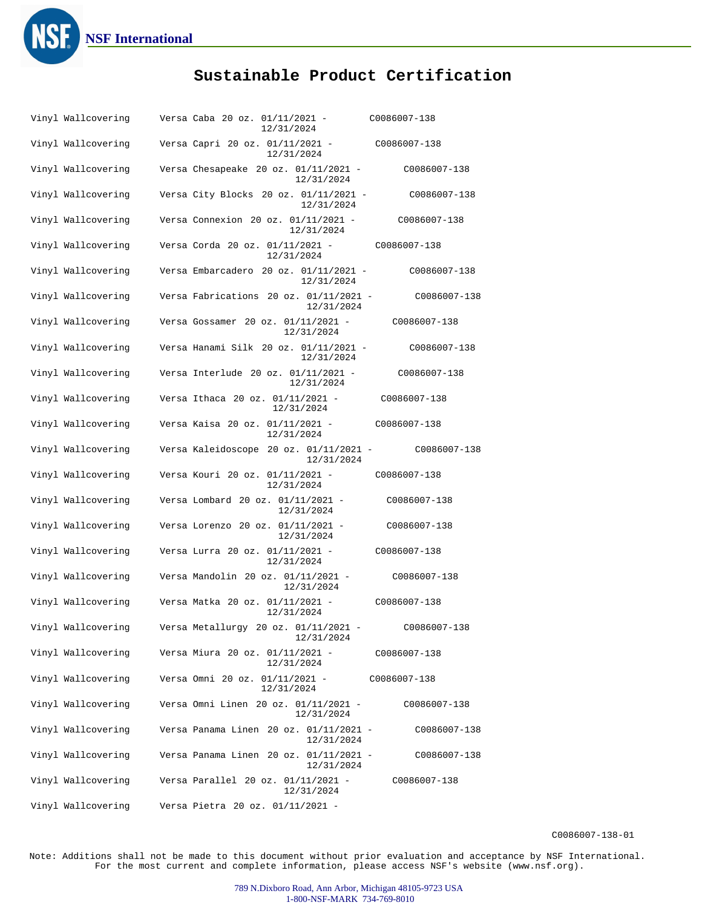# Sustainable Product Certification

| | | | |
|---|---|---|---|
| Vinyl Wallcovering | Versa Caba 20 oz. | 01/11/2021 - 12/31/2024 | C0086007-138 |
| Vinyl Wallcovering | Versa Capri 20 oz. | 01/11/2021 - 12/31/2024 | C0086007-138 |
| Vinyl Wallcovering | Versa Chesapeake 20 oz. | 01/11/2021 - 12/31/2024 | C0086007-138 |
| Vinyl Wallcovering | Versa City Blocks 20 oz. | 01/11/2021 - 12/31/2024 | C0086007-138 |
| Vinyl Wallcovering | Versa Connexion 20 oz. | 01/11/2021 - 12/31/2024 | C0086007-138 |
| Vinyl Wallcovering | Versa Corda 20 oz. | 01/11/2021 - 12/31/2024 | C0086007-138 |
| Vinyl Wallcovering | Versa Embarcadero 20 oz. | 01/11/2021 - 12/31/2024 | C0086007-138 |
| Vinyl Wallcovering | Versa Fabrications 20 oz. | 01/11/2021 - 12/31/2024 | C0086007-138 |
| Vinyl Wallcovering | Versa Gossamer 20 oz. | 01/11/2021 - 12/31/2024 | C0086007-138 |
| Vinyl Wallcovering | Versa Hanami Silk 20 oz. | 01/11/2021 - 12/31/2024 | C0086007-138 |
| Vinyl Wallcovering | Versa Interlude 20 oz. | 01/11/2021 - 12/31/2024 | C0086007-138 |
| Vinyl Wallcovering | Versa Ithaca 20 oz. | 01/11/2021 - 12/31/2024 | C0086007-138 |
| Vinyl Wallcovering | Versa Kaisa 20 oz. | 01/11/2021 - 12/31/2024 | C0086007-138 |
| Vinyl Wallcovering | Versa Kaleidoscope 20 oz. | 01/11/2021 - 12/31/2024 | C0086007-138 |
| Vinyl Wallcovering | Versa Kouri 20 oz. | 01/11/2021 - 12/31/2024 | C0086007-138 |
| Vinyl Wallcovering | Versa Lombard 20 oz. | 01/11/2021 - 12/31/2024 | C0086007-138 |
| Vinyl Wallcovering | Versa Lorenzo 20 oz. | 01/11/2021 - 12/31/2024 | C0086007-138 |
| Vinyl Wallcovering | Versa Lurra 20 oz. | 01/11/2021 - 12/31/2024 | C0086007-138 |
| Vinyl Wallcovering | Versa Mandolin 20 oz. | 01/11/2021 - 12/31/2024 | C0086007-138 |
| Vinyl Wallcovering | Versa Matka 20 oz. | 01/11/2021 - 12/31/2024 | C0086007-138 |
| Vinyl Wallcovering | Versa Metallurgy 20 oz. | 01/11/2021 - 12/31/2024 | C0086007-138 |
| Vinyl Wallcovering | Versa Miura 20 oz. | 01/11/2021 - 12/31/2024 | C0086007-138 |
| Vinyl Wallcovering | Versa Omni 20 oz. | 01/11/2021 - 12/31/2024 | C0086007-138 |
| Vinyl Wallcovering | Versa Omni Linen 20 oz. | 01/11/2021 - 12/31/2024 | C0086007-138 |
| Vinyl Wallcovering | Versa Panama Linen 20 oz. | 01/11/2021 - 12/31/2024 | C0086007-138 |
| Vinyl Wallcovering | Versa Panama Linen 20 oz. | 01/11/2021 - 12/31/2024 | C0086007-138 |
| Vinyl Wallcovering | Versa Parallel 20 oz. | 01/11/2021 - 12/31/2024 | C0086007-138 |
| Vinyl Wallcovering | Versa Pietra 20 oz. | 01/11/2021 - | |

C0086007-138-01

Note: Additions shall not be made to this document without prior evaluation and acceptance by NSF International. For the most current and complete information, please access NSF's website (www.nsf.org).

789 N.Dixboro Road, Ann Arbor, Michigan 48105-9723 USA
1-800-NSF-MARK 734-769-8010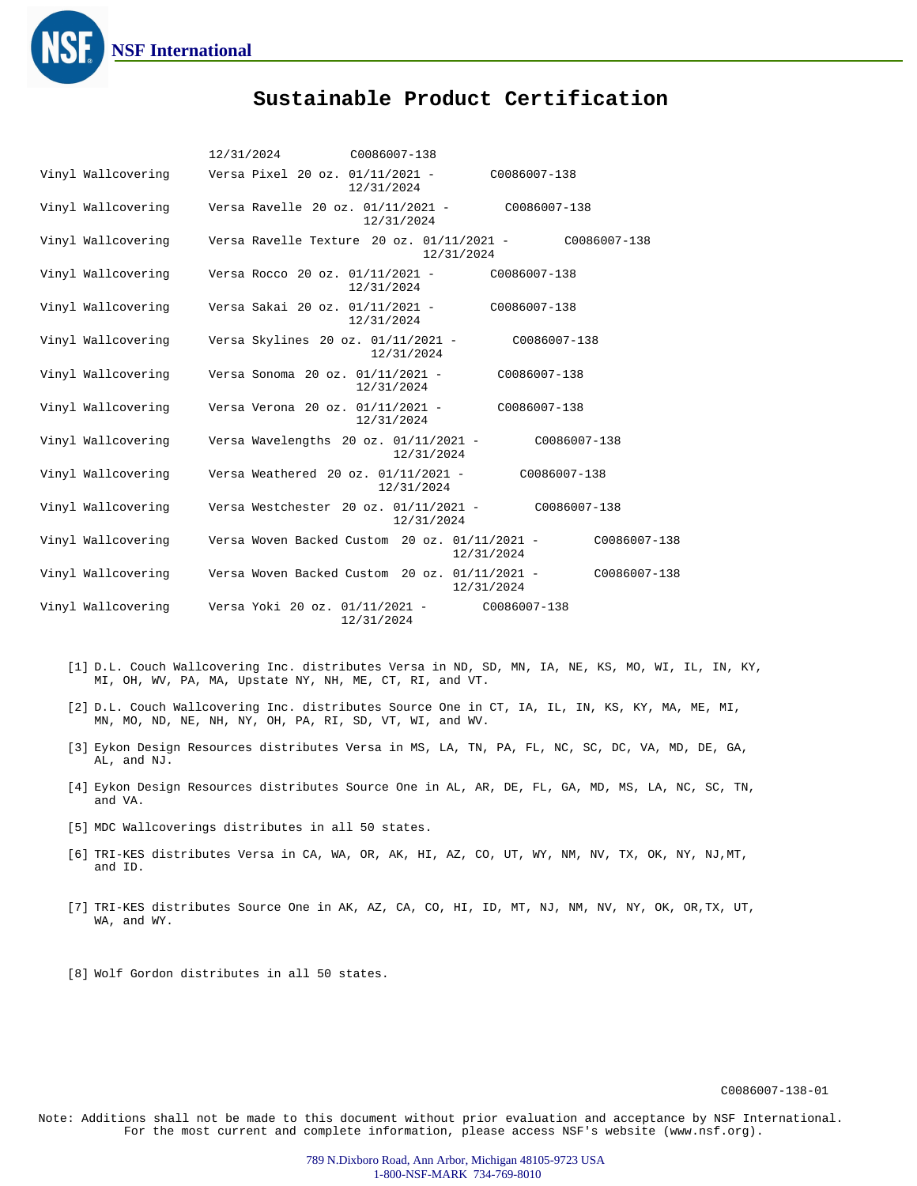# Sustainable Product Certification

| | | | |
|---|---|---|---|
| | | 12/31/2024 | C0086007-138 |
| Vinyl Wallcovering | Versa Pixel 20 oz. | 01/11/2021 - 12/31/2024 | C0086007-138 |
| Vinyl Wallcovering | Versa Ravelle 20 oz. | 01/11/2021 - 12/31/2024 | C0086007-138 |
| Vinyl Wallcovering | Versa Ravelle Texture 20 oz. | 01/11/2021 - 12/31/2024 | C0086007-138 |
| Vinyl Wallcovering | Versa Rocco 20 oz. | 01/11/2021 - 12/31/2024 | C0086007-138 |
| Vinyl Wallcovering | Versa Sakai 20 oz. | 01/11/2021 - 12/31/2024 | C0086007-138 |
| Vinyl Wallcovering | Versa Skylines 20 oz. | 01/11/2021 - 12/31/2024 | C0086007-138 |
| Vinyl Wallcovering | Versa Sonoma 20 oz. | 01/11/2021 - 12/31/2024 | C0086007-138 |
| Vinyl Wallcovering | Versa Verona 20 oz. | 01/11/2021 - 12/31/2024 | C0086007-138 |
| Vinyl Wallcovering | Versa Wavelengths 20 oz. | 01/11/2021 - 12/31/2024 | C0086007-138 |
| Vinyl Wallcovering | Versa Weathered 20 oz. | 01/11/2021 - 12/31/2024 | C0086007-138 |
| Vinyl Wallcovering | Versa Westchester 20 oz. | 01/11/2021 - 12/31/2024 | C0086007-138 |
| Vinyl Wallcovering | Versa Woven Backed Custom 20 oz. | 01/11/2021 - 12/31/2024 | C0086007-138 |
| Vinyl Wallcovering | Versa Woven Backed Custom 20 oz. | 01/11/2021 - 12/31/2024 | C0086007-138 |
| Vinyl Wallcovering | Versa Yoki 20 oz. | 01/11/2021 - 12/31/2024 | C0086007-138 |

[1] D.L. Couch Wallcovering Inc. distributes Versa in ND, SD, MN, IA, NE, KS, MO, WI, IL, IN, KY, MI, OH, WV, PA, MA, Upstate NY, NH, ME, CT, RI, and VT.

[2] D.L. Couch Wallcovering Inc. distributes Source One in CT, IA, IL, IN, KS, KY, MA, ME, MI, MN, MO, ND, NE, NH, NY, OH, PA, RI, SD, VT, WI, and WV.

[3] Eykon Design Resources distributes Versa in MS, LA, TN, PA, FL, NC, SC, DC, VA, MD, DE, GA, AL, and NJ.

[4] Eykon Design Resources distributes Source One in AL, AR, DE, FL, GA, MD, MS, LA, NC, SC, TN, and VA.

[5] MDC Wallcoverings distributes in all 50 states.

[6] TRI-KES distributes Versa in CA, WA, OR, AK, HI, AZ, CO, UT, WY, NM, NV, TX, OK, NY, NJ,MT, and ID.

[7] TRI-KES distributes Source One in AK, AZ, CA, CO, HI, ID, MT, NJ, NM, NV, NY, OK, OR,TX, UT, WA, and WY.

[8] Wolf Gordon distributes in all 50 states.

C0086007-138-01

Note: Additions shall not be made to this document without prior evaluation and acceptance by NSF International. For the most current and complete information, please access NSF's website (www.nsf.org).